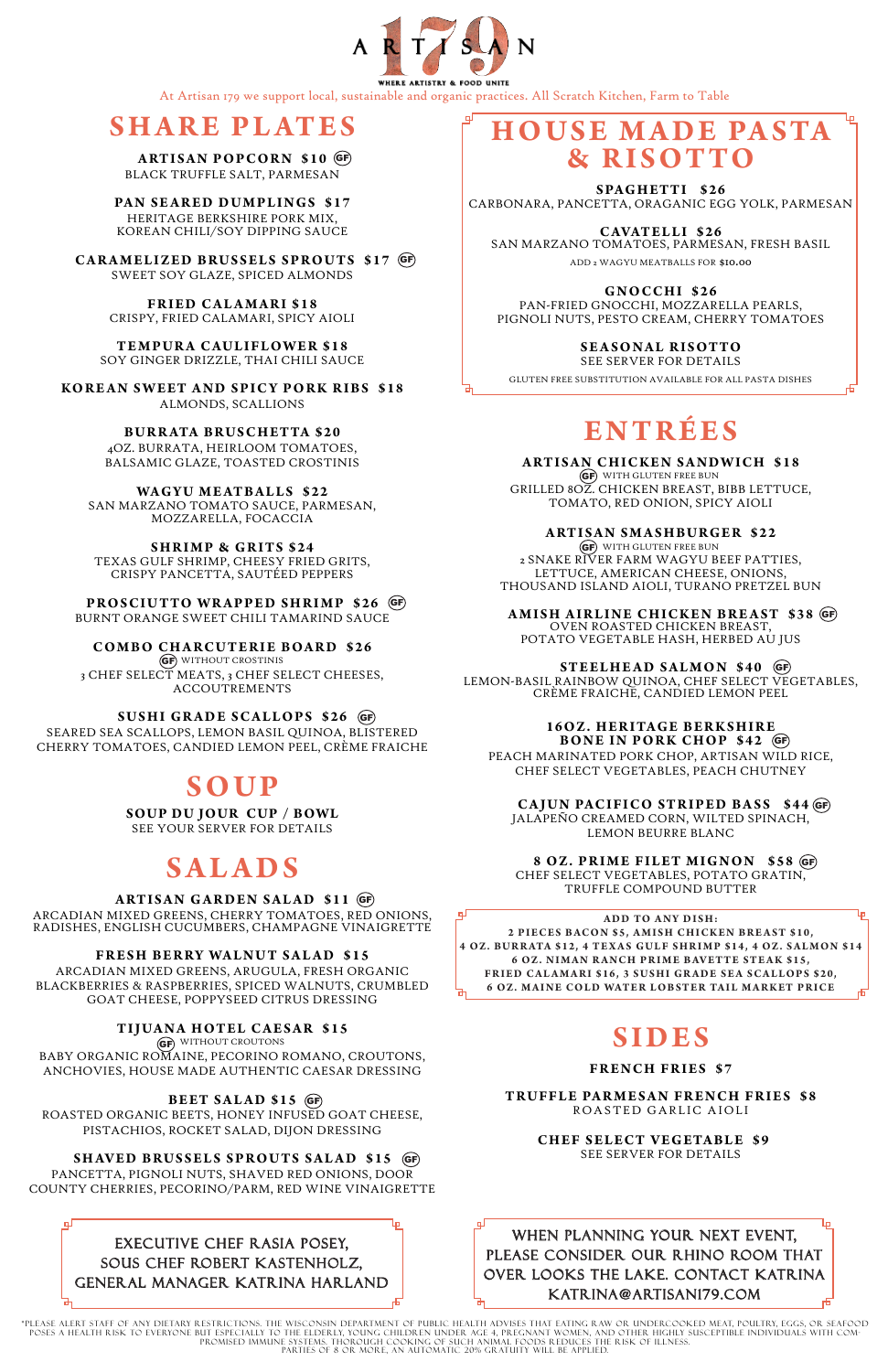# ARTISAN 179

WHERE ARTISTRY & FOOD UNITE

At Artisan 179 we support local, sustainable and organic practices. All Scratch Kitchen, Farm to Table

## SHARE PLATES

**ARTISAN POPCORN $10** (GF)
BLACK TRUFFLE SALT, PARMESAN

**PAN SEARED DUMPLINGS $17**
HERITAGE BERKSHIRE PORK MIX, KOREAN CHILI/SOY DIPPING SAUCE

**CARAMELIZED BRUSSELS SPROUTS $17** (GF)
SWEET SOY GLAZE, SPICED ALMONDS

**FRIED CALAMARI $18**
CRISPY, FRIED CALAMARI, SPICY AIOLI

**TEMPURA CAULIFLOWER $18**
SOY GINGER DRIZZLE, THAI CHILI SAUCE

**KOREAN SWEET AND SPICY PORK RIBS $18**
ALMONDS, SCALLIONS

**BURRATA BRUSCHETTA $20**
4OZ. BURRATA, HEIRLOOM TOMATOES, BALSAMIC GLAZE, TOASTED CROSTINIS

**WAGYU MEATBALLS $22**
SAN MARZANO TOMATO SAUCE, PARMESAN, MOZZARELLA, FOCACCIA

**SHRIMP & GRITS $24**
TEXAS GULF SHRIMP, CHEESY FRIED GRITS, CRISPY PANCETTA, SAUTÉED PEPPERS

**PROSCIUTTO WRAPPED SHRIMP $26** (GF)
BURNT ORANGE SWEET CHILI TAMARIND SAUCE

**COMBO CHARCUTERIE BOARD $26**
(GF) WITHOUT CROSTINIS
3 CHEF SELECT MEATS, 3 CHEF SELECT CHEESES, ACCOUTREMENTS

**SUSHI GRADE SCALLOPS $26** (GF)
SEARED SEA SCALLOPS, LEMON BASIL QUINOA, BLISTERED CHERRY TOMATOES, CANDIED LEMON PEEL, CRÈME FRAICHE

## SOUP

**SOUP DU JOUR CUP / BOWL**
SEE YOUR SERVER FOR DETAILS

## SALADS

**ARTISAN GARDEN SALAD $11** (GF)
ARCADIAN MIXED GREENS, CHERRY TOMATOES, RED ONIONS, RADISHES, ENGLISH CUCUMBERS, CHAMPAGNE VINAIGRETTE

**FRESH BERRY WALNUT SALAD $15**
ARCADIAN MIXED GREENS, ARUGULA, FRESH ORGANIC BLACKBERRIES & RASPBERRIES, SPICED WALNUTS, CRUMBLED GOAT CHEESE, POPPYSEED CITRUS DRESSING

**TIJUANA HOTEL CAESAR $15**
(GF) WITHOUT CROUTONS
BABY ORGANIC ROMAINE, PECORINO ROMANO, CROUTONS, ANCHOVIES, HOUSE MADE AUTHENTIC CAESAR DRESSING

**BEET SALAD $15** (GF)
ROASTED ORGANIC BEETS, HONEY INFUSED GOAT CHEESE, PISTACHIOS, ROCKET SALAD, DIJON DRESSING

**SHAVED BRUSSELS SPROUTS SALAD $15** (GF)
PANCETTA, PIGNOLI NUTS, SHAVED RED ONIONS, DOOR COUNTY CHERRIES, PECORINO/PARM, RED WINE VINAIGRETTE

EXECUTIVE CHEF RASIA POSEY,
SOUS CHEF ROBERT KASTENHOLZ,
GENERAL MANAGER KATRINA HARLAND

## HOUSE MADE PASTA & RISOTTO

**SPAGHETTI $26**
CARBONARA, PANCETTA, ORAGANIC EGG YOLK, PARMESAN

**CAVATELLI $26**
SAN MARZANO TOMATOES, PARMESAN, FRESH BASIL
ADD 2 WAGYU MEATBALLS FOR $10.00

**GNOCCHI $26**
PAN-FRIED GNOCCHI, MOZZARELLA PEARLS, PIGNOLI NUTS, PESTO CREAM, CHERRY TOMATOES

**SEASONAL RISOTTO**
SEE SERVER FOR DETAILS

GLUTEN FREE SUBSTITUTION AVAILABLE FOR ALL PASTA DISHES

## ENTRÉES

**ARTISAN CHICKEN SANDWICH $18**
(GF) WITH GLUTEN FREE BUN
GRILLED 8OZ. CHICKEN BREAST, BIBB LETTUCE, TOMATO, RED ONION, SPICY AIOLI

**ARTISAN SMASHBURGER $22**
(GF) WITH GLUTEN FREE BUN
2 SNAKE RIVER FARM WAGYU BEEF PATTIES, LETTUCE, AMERICAN CHEESE, ONIONS, THOUSAND ISLAND AIOLI, TURANO PRETZEL BUN

**AMISH AIRLINE CHICKEN BREAST $38** (GF)
OVEN ROASTED CHICKEN BREAST, POTATO VEGETABLE HASH, HERBED AU JUS

**STEELHEAD SALMON $40** (GF)
LEMON-BASIL RAINBOW QUINOA, CHEF SELECT VEGETABLES, CRÈME FRAICHE, CANDIED LEMON PEEL

**16OZ. HERITAGE BERKSHIRE BONE IN PORK CHOP $42** (GF)
PEACH MARINATED PORK CHOP, ARTISAN WILD RICE, CHEF SELECT VEGETABLES, PEACH CHUTNEY

**CAJUN PACIFICO STRIPED BASS $44** (GF)
JALAPEÑO CREAMED CORN, WILTED SPINACH, LEMON BEURRE BLANC

**8 OZ. PRIME FILET MIGNON $58** (GF)
CHEF SELECT VEGETABLES, POTATO GRATIN, TRUFFLE COMPOUND BUTTER

**ADD TO ANY DISH:**
2 PIECES BACON $5, AMISH CHICKEN BREAST $10,
4 OZ. BURRATA $12, 4 TEXAS GULF SHRIMP $14, 4 OZ. SALMON $14
6 OZ. NIMAN RANCH PRIME BAVETTE STEAK $15,
FRIED CALAMARI $16, 3 SUSHI GRADE SEA SCALLOPS $20,
6 OZ. MAINE COLD WATER LOBSTER TAIL MARKET PRICE

## SIDES

**FRENCH FRIES $7**

**TRUFFLE PARMESAN FRENCH FRIES $8**
ROASTED GARLIC AIOLI

**CHEF SELECT VEGETABLE $9**
SEE SERVER FOR DETAILS

WHEN PLANNING YOUR NEXT EVENT, PLEASE CONSIDER OUR RHINO ROOM THAT OVER LOOKS THE LAKE. CONTACT KATRINA KATRINA@ARTISAN179.COM

*PLEASE ALERT STAFF OF ANY DIETARY RESTRICTIONS. THE WISCONSIN DEPARTMENT OF PUBLIC HEALTH ADVISES THAT EATING RAW OR UNDERCOOKED MEAT, POULTRY, EGGS, OR SEAFOOD POSES A HEALTH RISK TO EVERYONE BUT ESPECIALLY TO THE ELDERLY, YOUNG CHILDREN UNDER AGE 4, PREGNANT WOMEN, AND OTHER HIGHLY SUSCEPTIBLE INDIVIDUALS WITH COMPROMISED IMMUNE SYSTEMS. THOROUGH COOKING OF SUCH ANIMAL FOODS REDUCES THE RISK OF ILLNESS.
PARTIES OF 8 OR MORE, AN AUTOMATIC 20% GRATUITY WILL BE APPLIED.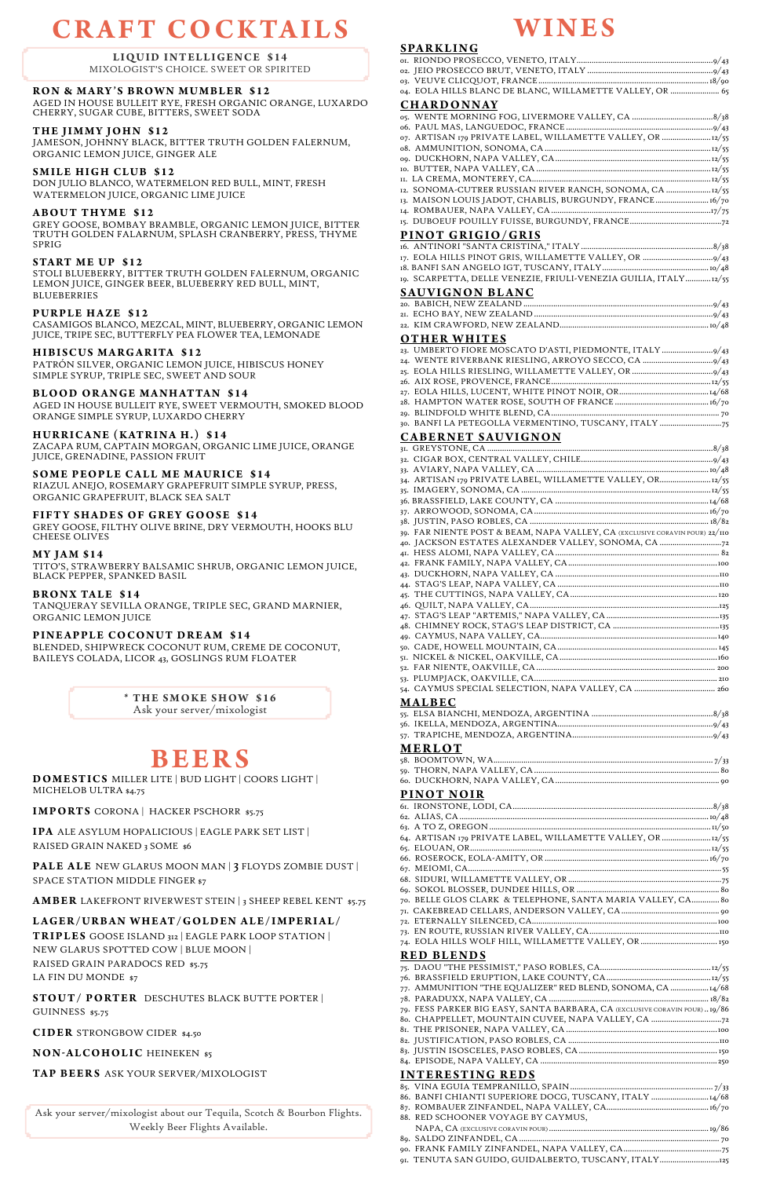# CRAFT COCKTAILS

**LIQUID INTELLIGENCE $14**
MIXOLOGIST'S CHOICE. SWEET OR SPIRITED

**RON & MARY'S BROWN MUMBLER $12**
AGED IN HOUSE BULLEIT RYE, FRESH ORGANIC ORANGE, LUXARDO CHERRY, SUGAR CUBE, BITTERS, SWEET SODA

**THE JIMMY JOHN $12**
JAMESON, JOHNNY BLACK, BITTER TRUTH GOLDEN FALERNUM, ORGANIC LEMON JUICE, GINGER ALE

**SMILE HIGH CLUB $12**
DON JULIO BLANCO, WATERMELON RED BULL, MINT, FRESH WATERMELON JUICE, ORGANIC LIME JUICE

**ABOUT THYME $12**
GREY GOOSE, BOMBAY BRAMBLE, ORGANIC LEMON JUICE, BITTER TRUTH GOLDEN FALARNUM, SPLASH CRANBERRY, PRESS, THYME SPRIG

**START ME UP $12**
STOLI BLUEBERRY, BITTER TRUTH GOLDEN FALERNUM, ORGANIC LEMON JUICE, GINGER BEER, BLUEBERRY RED BULL, MINT, BLUEBERRIES

**PURPLE HAZE $12**
CASAMIGOS BLANCO, MEZCAL, MINT, BLUEBERRY, ORGANIC LEMON JUICE, TRIPE SEC, BUTTERFLY PEA FLOWER TEA, LEMONADE

**HIBISCUS MARGARITA $12**
PATRÓN SILVER, ORGANIC LEMON JUICE, HIBISCUS HONEY SIMPLE SYRUP, TRIPLE SEC, SWEET AND SOUR

**BLOOD ORANGE MANHATTAN $14**
AGED IN HOUSE BULLEIT RYE, SWEET VERMOUTH, SMOKED BLOOD ORANGE SIMPLE SYRUP, LUXARDO CHERRY

**HURRICANE (KATRINA H.) $14**
ZACAPA RUM, CAPTAIN MORGAN, ORGANIC LIME JUICE, ORANGE JUICE, GRENADINE, PASSION FRUIT

**SOME PEOPLE CALL ME MAURICE $14**
RIAZUL ANEJO, ROSEMARY GRAPEFRUIT SIMPLE SYRUP, PRESS, ORGANIC GRAPEFRUIT, BLACK SEA SALT

**FIFTY SHADES OF GREY GOOSE $14**
GREY GOOSE, FILTHY OLIVE BRINE, DRY VERMOUTH, HOOKS BLU CHEESE OLIVES

**MY JAM $14**
TITO'S, STRAWBERRY BALSAMIC SHRUB, ORGANIC LEMON JUICE, BLACK PEPPER, SPANKED BASIL

**BRONX TALE $14**
TANQUERAY SEVILLA ORANGE, TRIPLE SEC, GRAND MARNIER, ORGANIC LEMON JUICE

**PINEAPPLE COCONUT DREAM $14**
BLENDED, SHIPWRECK COCONUT RUM, CREME DE COCONUT, BAILEYS COLADA, LICOR 43, GOSLINGS RUM FLOATER

**\* THE SMOKE SHOW $16**
Ask your server/mixologist

# BEERS

**DOMESTICS** MILLER LITE | BUD LIGHT | COORS LIGHT | MICHELOB ULTRA $4.75

**IMPORTS** CORONA | HACKER PSCHORR $5.75

**IPA** ALE ASYLUM HOPALICIOUS | EAGLE PARK SET LIST | RAISED GRAIN NAKED 3 SOME $6

**PALE ALE** NEW GLARUS MOON MAN | 3 FLOYDS ZOMBIE DUST | SPACE STATION MIDDLE FINGER $7

**AMBER** LAKEFRONT RIVERWEST STEIN | 3 SHEEP REBEL KENT $5.75

**LAGER/URBAN WHEAT/GOLDEN ALE/IMPERIAL/ TRIPLES** GOOSE ISLAND 312 | EAGLE PARK LOOP STATION | NEW GLARUS SPOTTED COW | BLUE MOON | RAISED GRAIN PARADOCS RED $5.75
LA FIN DU MONDE $7

**STOUT/ PORTER** DESCHUTES BLACK BUTTE PORTER | GUINNESS $5.75

**CIDER** STRONGBOW CIDER $4.50

**NON-ALCOHOLIC** HEINEKEN $5

**TAP BEERS** ASK YOUR SERVER/MIXOLOGIST

Ask your server/mixologist about our Tequila, Scotch & Bourbon Flights.
Weekly Beer Flights Available.

# WINES

## SPARKLING
01. RIONDO PROSECCO, VENETO, ITALY ....... 9/43
02. JEIO PROSECCO BRUT, VENETO, ITALY ....... 9/43
03. VEUVE CLICQUOT, FRANCE ....... 18/90
04. EOLA HILLS BLANC DE BLANC, WILLAMETTE VALLEY, OR ....... 65

## CHARDONNAY
05. WENTE MORNING FOG, LIVERMORE VALLEY, CA ....... 8/38
06. PAUL MAS, LANGUEDOC, FRANCE ....... 9/43
07. ARTISAN 179 PRIVATE LABEL, WILLAMETTE VALLEY, OR ....... 12/55
08. AMMUNITION, SONOMA, CA ....... 12/55
09. DUCKHORN, NAPA VALLEY, CA ....... 12/55
10. BUTTER, NAPA VALLEY, CA ....... 12/55
11. LA CREMA, MONTEREY, CA ....... 12/55
12. SONOMA-CUTRER RUSSIAN RIVER RANCH, SONOMA, CA ....... 12/55
13. MAISON LOUIS JADOT, CHABLIS, BURGUNDY, FRANCE ....... 16/70
14. ROMBAUER, NAPA VALLEY, CA ....... 17/75
15. DUBOEUF POUILLY FUISSE, BURGUNDY, FRANCE ....... 80

## PINOT GRIGIO/GRIS
16. ANTINORI "SANTA CRISTINA," ITALY ....... 8/38
17. EOLA HILLS PINOT GRIS, WILLAMETTE VALLEY, OR ....... 9/43
18. BANFI SAN ANGELO IGT, TUSCANY, ITALY ....... 10/48
19. SCARPETTA, DELLE VENEZIE, FRIULI-VENEZIA GUILIA, ITALY ....... 12/55

## SAUVIGNON BLANC
20. BABICH, NEW ZEALAND ....... 9/43
21. ECHO BAY, NEW ZEALAND ....... 9/43
22. KIM CRAWFORD, NEW ZEALAND ....... 10/48

## OTHER WHITES
23. UMBERTO FIORE MOSCATO D'ASTI, PIEDMONTE, ITALY ....... 9/43
24. WENTE RIVERBANK RIESLING, ARROYO SECCO, CA ....... 9/43
25. EOLA HILLS RIESLING, WILLAMETTE VALLEY, OR ....... 9/43
26. AIX ROSE, PROVENCE, FRANCE ....... 12/55
27. EOLA HILLS, LUCENT, WHITE PINOT NOIR, OR ....... 14/68
28. HAMPTON WATER ROSE, SOUTH OF FRANCE ....... 16/70
29. BLINDFOLD WHITE BLEND, CA ....... 70
30. BANFI LA PETEGOLLA VERMENTINO, TUSCANY, ITALY ....... 75

## CABERNET SAUVIGNON
31. GREYSTONE, CA ....... 8/38
32. CIGAR BOX, CENTRAL VALLEY, CHILE ....... 9/43
33. AVIARY, NAPA VALLEY, CA ....... 10/48
34. ARTISAN 179 PRIVATE LABEL, WILLAMETTE VALLEY, OR ....... 12/55
35. IMAGERY, SONOMA, CA ....... 12/55
36. BRASSFIELD, LAKE COUNTY, CA ....... 14/68
37. ARROWOOD, SONOMA, CA ....... 16/70
38. JUSTIN, PASO ROBLES, CA ....... 18/82
39. FAR NIENTE POST & BEAM, NAPA VALLEY, CA (EXCLUSIVE CORAVIN POUR) 22/110
40. JACKSON ESTATES ALEXANDER VALLEY, SONOMA, CA ....... 72
41. HESS ALOMI, NAPA VALLEY, CA ....... 82
42. FRANK FAMILY, NAPA VALLEY, CA ....... 100
43. DUCKHORN, NAPA VALLEY, CA ....... 110
44. STAG'S LEAP, NAPA VALLEY, CA ....... 110
45. THE CUTTINGS, NAPA VALLEY, CA ....... 120
46. QUILT, NAPA VALLEY, CA ....... 125
47. STAG'S LEAP "ARTEMIS," NAPA VALLEY, CA ....... 135
48. CHIMNEY ROCK, STAG'S LEAP DISTRICT, CA ....... 135
49. CAYMUS, NAPA VALLEY, CA ....... 140
50. CADE, HOWELL MOUNTAIN, CA ....... 145
51. NICKEL & NICKEL, OAKVILLE, CA ....... 160
52. FAR NIENTE, OAKVILLE, CA ....... 200
53. PLUMPJACK, OAKVILLE, CA ....... 210
54. CAYMUS SPECIAL SELECTION, NAPA VALLEY, CA ....... 260

## MALBEC
55. ELSA BIANCHI, MENDOZA, ARGENTINA ....... 8/38
56. IKELLA, MENDOZA, ARGENTINA ....... 9/43
57. TRAPICHE, MENDOZA, ARGENTINA ....... 9/43

## MERLOT
58. BOOMTOWN, WA ....... 7/33
59. THORN, NAPA VALLEY, CA ....... 80
60. DUCKHORN, NAPA VALLEY, CA ....... 90

## PINOT NOIR
61. IRONSTONE, LODI, CA ....... 8/38
62. ALIAS, CA ....... 10/48
63. A TO Z, OREGON ....... 11/50
64. ARTISAN 179 PRIVATE LABEL, WILLAMETTE VALLEY, OR ....... 12/55
65. ELOUAN, OR ....... 12/55
66. ROSEROCK, EOLA-AMITY, OR ....... 16/70
67. MEIOMI, CA ....... 55
68. SIDURI, WILLAMETTE VALLEY, OR ....... 75
69. SOKOL BLOSSER, DUNDEE HILLS, OR ....... 80
70. BELLE GLOS CLARK & TELEPHONE, SANTA MARIA VALLEY, CA ....... 80
71. CAKEBREAD CELLARS, ANDERSON VALLEY, CA ....... 90
72. ETERNALLY SILENCED, CA ....... 100
73. EN ROUTE, RUSSIAN RIVER VALLEY, CA ....... 110
74. EOLA HILLS WOLF HILL, WILLAMETTE VALLEY, OR ....... 150

## RED BLENDS
75. DAOU "THE PESSIMIST," PASO ROBLES, CA ....... 12/55
76. BRASSFIELD ERUPTION, LAKE COUNTY, CA ....... 12/55
77. AMMUNITION "THE EQUALIZER" RED BLEND, SONOMA, CA ....... 14/68
78. PARADUXX, NAPA VALLEY, CA ....... 18/82
79. FESS PARKER BIG EASY, SANTA BARBARA, CA (EXCLUSIVE CORAVIN POUR) ... 19/86
80. CHAPPELLET, MOUNTAIN CUVEE, NAPA VALLEY, CA ....... 72
81. THE PRISONER, NAPA VALLEY, CA ....... 100
82. JUSTIFICATION, PASO ROBLES, CA ....... 110
83. JUSTIN ISOSCELES, PASO ROBLES, CA ....... 150
84. EPISODE, NAPA VALLEY, CA ....... 250

## INTERESTING REDS
85. VINA EGUIA TEMPRANILLO, SPAIN ....... 7/33
86. BANFI CHIANTI SUPERIORE DOCG, TUSCANY, ITALY ....... 14/68
87. ROMBAUER ZINFANDEL, NAPA VALLEY, CA ....... 16/70
88. RED SCHOONER VOYAGE BY CAYMUS, NAPA, CA (EXCLUSIVE CORAVIN POUR) ....... 19/86
89. SALDO ZINFANDEL, CA ....... 70
90. FRANK FAMILY ZINFANDEL, NAPA VALLEY, CA ....... 75
91. TENUTA SAN GUIDO, GUIDALBERTO, TUSCANY, ITALY ....... 125